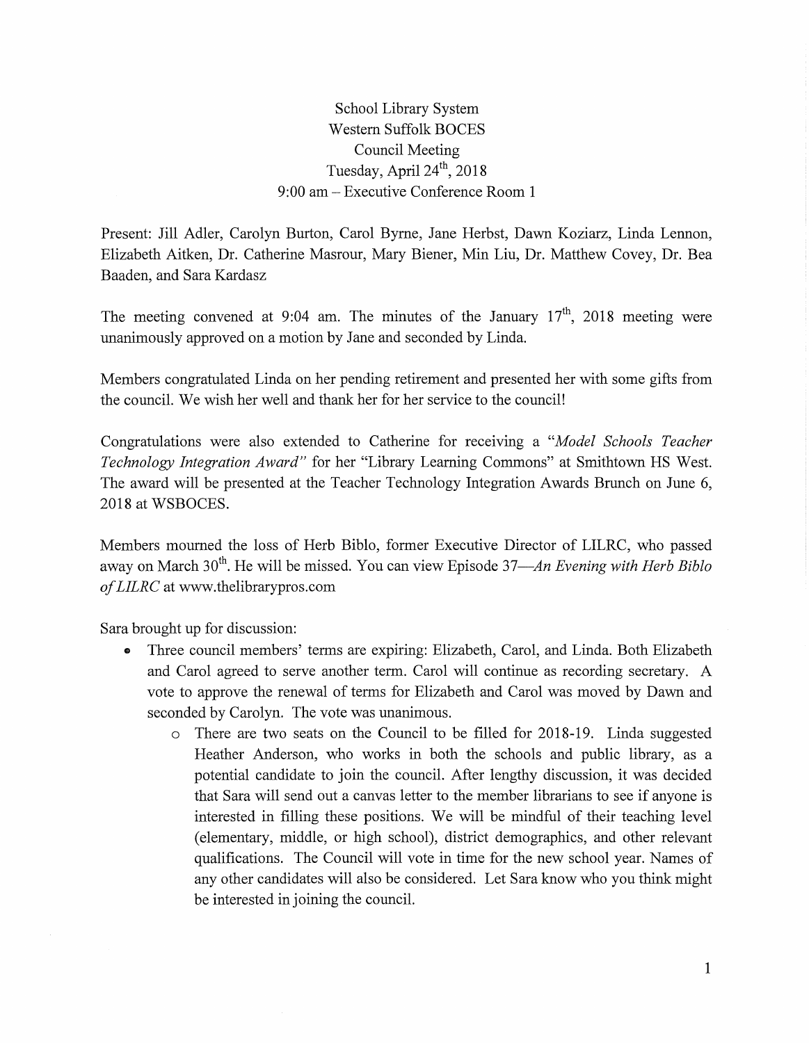School Library System
Western Suffolk BOCES
Council Meeting
Tuesday, April 24th, 2018
9:00 am – Executive Conference Room 1

Present: Jill Adler, Carolyn Burton, Carol Byrne, Jane Herbst, Dawn Koziarz, Linda Lennon, Elizabeth Aitken, Dr. Catherine Masrour, Mary Biener, Min Liu, Dr. Matthew Covey, Dr. Bea Baaden, and Sara Kardasz

The meeting convened at 9:04 am. The minutes of the January 17th, 2018 meeting were unanimously approved on a motion by Jane and seconded by Linda.

Members congratulated Linda on her pending retirement and presented her with some gifts from the council. We wish her well and thank her for her service to the council!

Congratulations were also extended to Catherine for receiving a "*Model Schools Teacher Technology Integration Award"* for her "Library Learning Commons" at Smithtown HS West. The award will be presented at the Teacher Technology Integration Awards Brunch on June 6, 2018 at WSBOCES.

Members mourned the loss of Herb Biblo, former Executive Director of LILRC, who passed away on March 30th. He will be missed. You can view Episode 37—*An Evening with Herb Biblo of LILRC* at www.thelibrarypros.com

Sara brought up for discussion:

- Three council members' terms are expiring: Elizabeth, Carol, and Linda. Both Elizabeth and Carol agreed to serve another term. Carol will continue as recording secretary. A vote to approve the renewal of terms for Elizabeth and Carol was moved by Dawn and seconded by Carolyn. The vote was unanimous.
    - There are two seats on the Council to be filled for 2018-19. Linda suggested Heather Anderson, who works in both the schools and public library, as a potential candidate to join the council. After lengthy discussion, it was decided that Sara will send out a canvas letter to the member librarians to see if anyone is interested in filling these positions. We will be mindful of their teaching level (elementary, middle, or high school), district demographics, and other relevant qualifications. The Council will vote in time for the new school year. Names of any other candidates will also be considered. Let Sara know who you think might be interested in joining the council.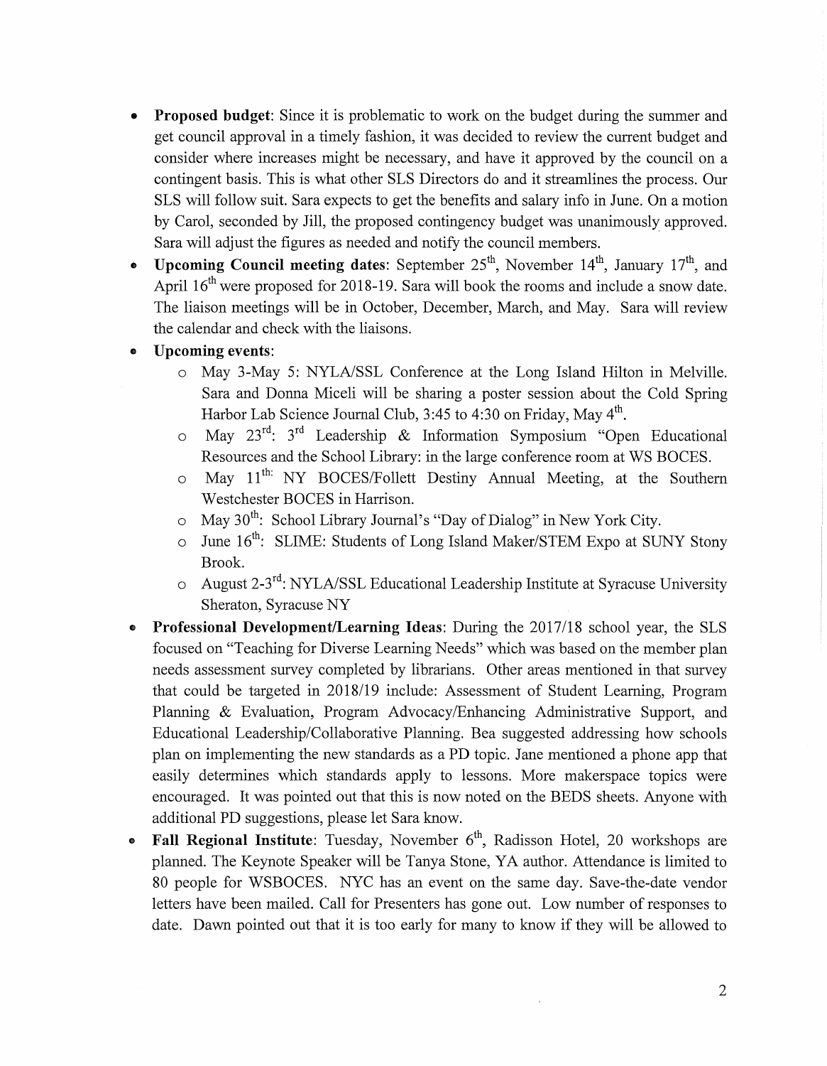- **Proposed budget**: Since it is problematic to work on the budget during the summer and get council approval in a timely fashion, it was decided to review the current budget and consider where increases might be necessary, and have it approved by the council on a contingent basis. This is what other SLS Directors do and it streamlines the process. Our SLS will follow suit. Sara expects to get the benefits and salary info in June. On a motion by Carol, seconded by Jill, the proposed contingency budget was unanimously approved. Sara will adjust the figures as needed and notify the council members.
- **Upcoming Council meeting dates**: September 25th, November 14th, January 17th, and April 16th were proposed for 2018-19. Sara will book the rooms and include a snow date. The liaison meetings will be in October, December, March, and May. Sara will review the calendar and check with the liaisons.
- **Upcoming events**:
  - May 3-May 5: NYLA/SSL Conference at the Long Island Hilton in Melville. Sara and Donna Miceli will be sharing a poster session about the Cold Spring Harbor Lab Science Journal Club, 3:45 to 4:30 on Friday, May 4th.
  - May 23rd: 3rd Leadership & Information Symposium "Open Educational Resources and the School Library: in the large conference room at WS BOCES.
  - May 11th: NY BOCES/Follett Destiny Annual Meeting, at the Southern Westchester BOCES in Harrison.
  - May 30th: School Library Journal's "Day of Dialog" in New York City.
  - June 16th: SLIME: Students of Long Island Maker/STEM Expo at SUNY Stony Brook.
  - August 2-3rd: NYLA/SSL Educational Leadership Institute at Syracuse University Sheraton, Syracuse NY
- **Professional Development/Learning Ideas**: During the 2017/18 school year, the SLS focused on "Teaching for Diverse Learning Needs" which was based on the member plan needs assessment survey completed by librarians. Other areas mentioned in that survey that could be targeted in 2018/19 include: Assessment of Student Learning, Program Planning & Evaluation, Program Advocacy/Enhancing Administrative Support, and Educational Leadership/Collaborative Planning. Bea suggested addressing how schools plan on implementing the new standards as a PD topic. Jane mentioned a phone app that easily determines which standards apply to lessons. More makerspace topics were encouraged. It was pointed out that this is now noted on the BEDS sheets. Anyone with additional PD suggestions, please let Sara know.
- **Fall Regional Institute**: Tuesday, November 6th, Radisson Hotel, 20 workshops are planned. The Keynote Speaker will be Tanya Stone, YA author. Attendance is limited to 80 people for WSBOCES. NYC has an event on the same day. Save-the-date vendor letters have been mailed. Call for Presenters has gone out. Low number of responses to date. Dawn pointed out that it is too early for many to know if they will be allowed to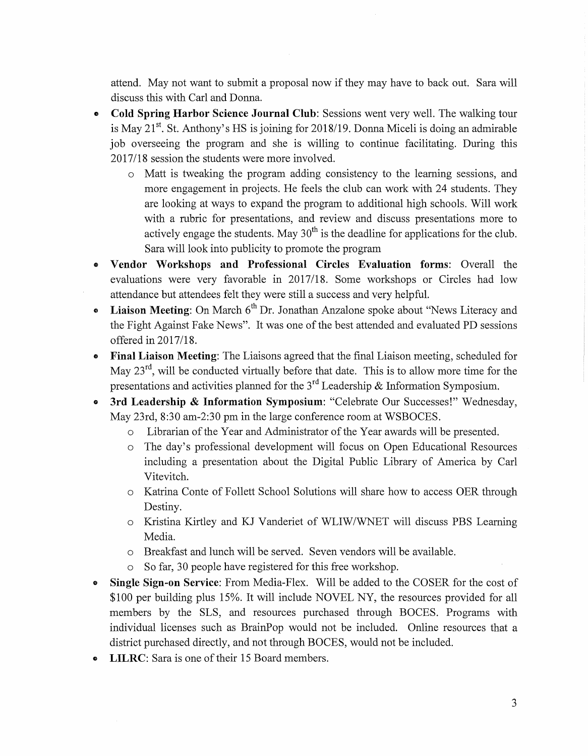attend. May not want to submit a proposal now if they may have to back out. Sara will discuss this with Carl and Donna.

- **Cold Spring Harbor Science Journal Club**: Sessions went very well. The walking tour is May 21st. St. Anthony's HS is joining for 2018/19. Donna Miceli is doing an admirable job overseeing the program and she is willing to continue facilitating. During this 2017/18 session the students were more involved.
    - Matt is tweaking the program adding consistency to the learning sessions, and more engagement in projects. He feels the club can work with 24 students. They are looking at ways to expand the program to additional high schools. Will work with a rubric for presentations, and review and discuss presentations more to actively engage the students. May 30th is the deadline for applications for the club. Sara will look into publicity to promote the program
- **Vendor Workshops and Professional Circles Evaluation forms**: Overall the evaluations were very favorable in 2017/18. Some workshops or Circles had low attendance but attendees felt they were still a success and very helpful.
- **Liaison Meeting**: On March 6th Dr. Jonathan Anzalone spoke about "News Literacy and the Fight Against Fake News". It was one of the best attended and evaluated PD sessions offered in 2017/18.
- **Final Liaison Meeting**: The Liaisons agreed that the final Liaison meeting, scheduled for May 23rd, will be conducted virtually before that date. This is to allow more time for the presentations and activities planned for the 3rd Leadership & Information Symposium.
- **3rd Leadership & Information Symposium**: "Celebrate Our Successes!" Wednesday, May 23rd, 8:30 am-2:30 pm in the large conference room at WSBOCES.
    - Librarian of the Year and Administrator of the Year awards will be presented.
    - The day's professional development will focus on Open Educational Resources including a presentation about the Digital Public Library of America by Carl Vitevitch.
    - Katrina Conte of Follett School Solutions will share how to access OER through Destiny.
    - Kristina Kirtley and KJ Vanderiet of WLIW/WNET will discuss PBS Learning Media.
    - Breakfast and lunch will be served. Seven vendors will be available.
    - So far, 30 people have registered for this free workshop.
- **Single Sign-on Service**: From Media-Flex. Will be added to the COSER for the cost of $100 per building plus 15%. It will include NOVEL NY, the resources provided for all members by the SLS, and resources purchased through BOCES. Programs with individual licenses such as BrainPop would not be included. Online resources that a district purchased directly, and not through BOCES, would not be included.
- **LILRC**: Sara is one of their 15 Board members.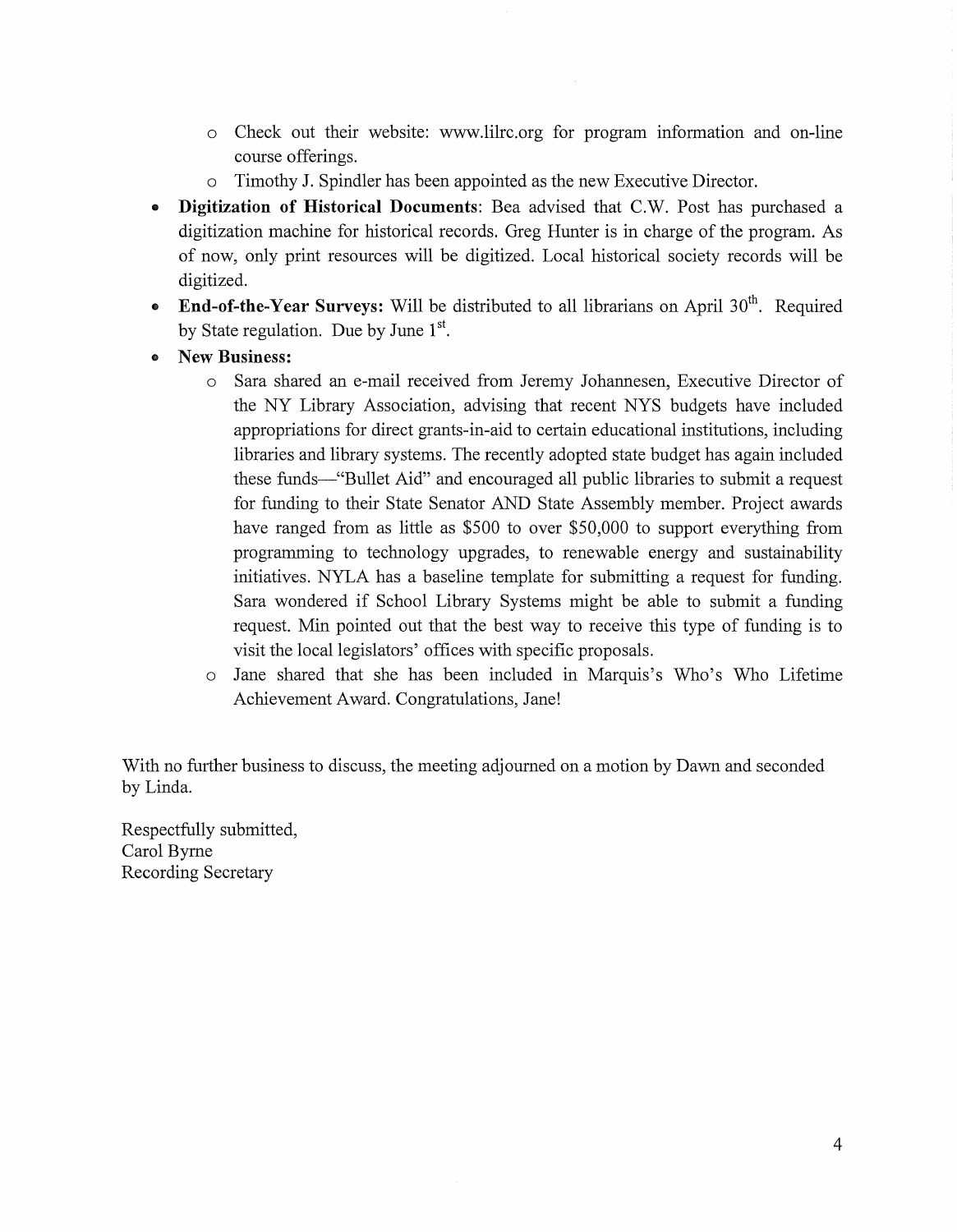- Check out their website: www.lilrc.org for program information and on-line course offerings.
  - Timothy J. Spindler has been appointed as the new Executive Director.
- **Digitization of Historical Documents**: Bea advised that C.W. Post has purchased a digitization machine for historical records. Greg Hunter is in charge of the program. As of now, only print resources will be digitized. Local historical society records will be digitized.
- **End-of-the-Year Surveys:** Will be distributed to all librarians on April 30th. Required by State regulation. Due by June 1st.
- **New Business:**
  - Sara shared an e-mail received from Jeremy Johannesen, Executive Director of the NY Library Association, advising that recent NYS budgets have included appropriations for direct grants-in-aid to certain educational institutions, including libraries and library systems. The recently adopted state budget has again included these funds—"Bullet Aid" and encouraged all public libraries to submit a request for funding to their State Senator AND State Assembly member. Project awards have ranged from as little as $500 to over $50,000 to support everything from programming to technology upgrades, to renewable energy and sustainability initiatives. NYLA has a baseline template for submitting a request for funding. Sara wondered if School Library Systems might be able to submit a funding request. Min pointed out that the best way to receive this type of funding is to visit the local legislators' offices with specific proposals.
  - Jane shared that she has been included in Marquis's Who's Who Lifetime Achievement Award. Congratulations, Jane!

With no further business to discuss, the meeting adjourned on a motion by Dawn and seconded by Linda.

Respectfully submitted,
Carol Byrne
Recording Secretary